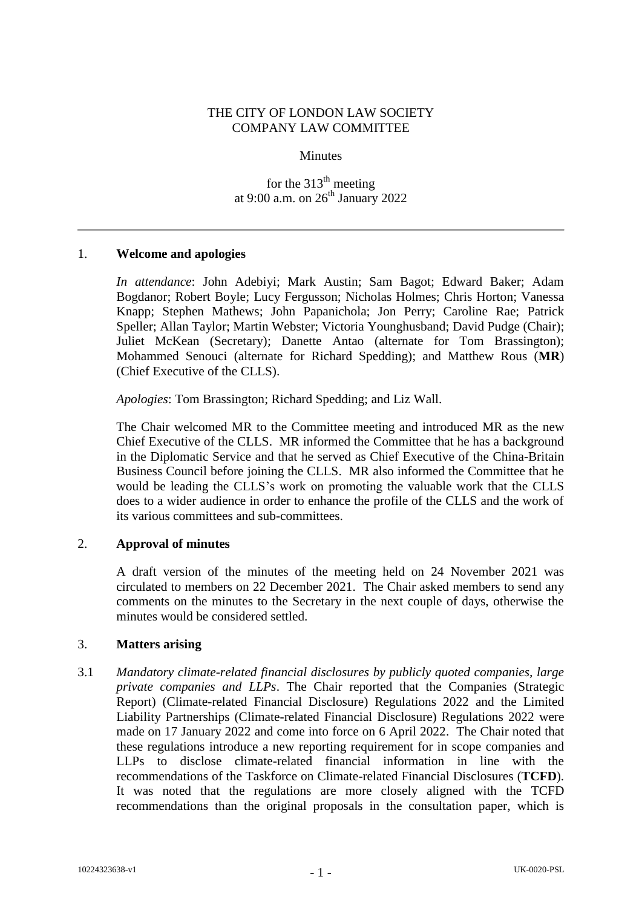THE CITY OF LONDON LAW SOCIETY
COMPANY LAW COMMITTEE

Minutes

for the 313th meeting
at 9:00 a.m. on 26th January 2022

---

1. **Welcome and apologies**

*In attendance*: John Adebiyi; Mark Austin; Sam Bagot; Edward Baker; Adam Bogdanor; Robert Boyle; Lucy Fergusson; Nicholas Holmes; Chris Horton; Vanessa Knapp; Stephen Mathews; John Papanichola; Jon Perry; Caroline Rae; Patrick Speller; Allan Taylor; Martin Webster; Victoria Younghusband; David Pudge (Chair); Juliet McKean (Secretary); Danette Antao (alternate for Tom Brassington); Mohammed Senouci (alternate for Richard Spedding); and Matthew Rous (**MR**) (Chief Executive of the CLLS).

*Apologies*: Tom Brassington; Richard Spedding; and Liz Wall.

The Chair welcomed MR to the Committee meeting and introduced MR as the new Chief Executive of the CLLS. MR informed the Committee that he has a background in the Diplomatic Service and that he served as Chief Executive of the China-Britain Business Council before joining the CLLS. MR also informed the Committee that he would be leading the CLLS's work on promoting the valuable work that the CLLS does to a wider audience in order to enhance the profile of the CLLS and the work of its various committees and sub-committees.

2. **Approval of minutes**

A draft version of the minutes of the meeting held on 24 November 2021 was circulated to members on 22 December 2021. The Chair asked members to send any comments on the minutes to the Secretary in the next couple of days, otherwise the minutes would be considered settled.

3. **Matters arising**

3.1 *Mandatory climate-related financial disclosures by publicly quoted companies, large private companies and LLPs*. The Chair reported that the Companies (Strategic Report) (Climate-related Financial Disclosure) Regulations 2022 and the Limited Liability Partnerships (Climate-related Financial Disclosure) Regulations 2022 were made on 17 January 2022 and come into force on 6 April 2022. The Chair noted that these regulations introduce a new reporting requirement for in scope companies and LLPs to disclose climate-related financial information in line with the recommendations of the Taskforce on Climate-related Financial Disclosures (**TCFD**). It was noted that the regulations are more closely aligned with the TCFD recommendations than the original proposals in the consultation paper, which is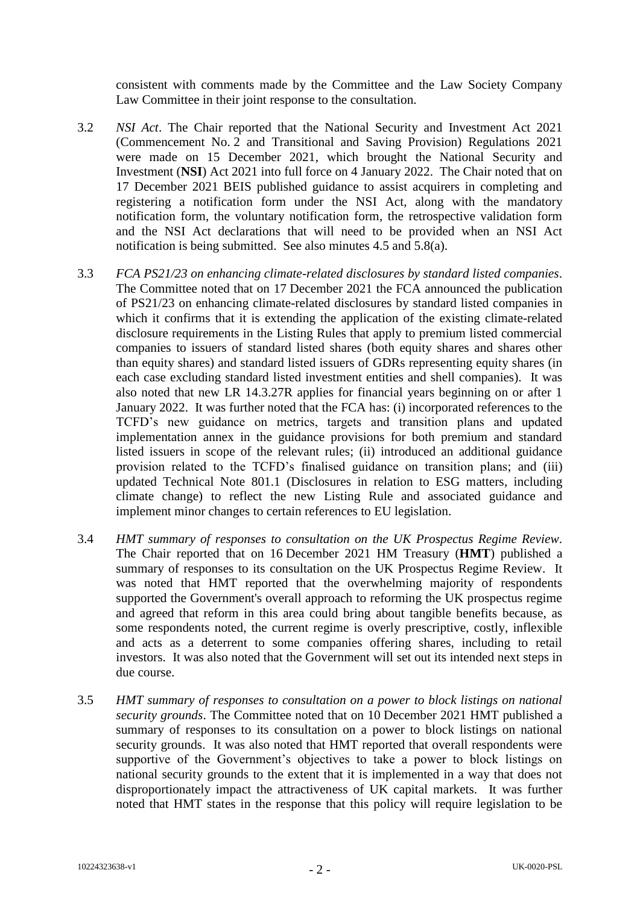consistent with comments made by the Committee and the Law Society Company Law Committee in their joint response to the consultation.

3.2 *NSI Act*. The Chair reported that the National Security and Investment Act 2021 (Commencement No. 2 and Transitional and Saving Provision) Regulations 2021 were made on 15 December 2021, which brought the National Security and Investment (**NSI**) Act 2021 into full force on 4 January 2022. The Chair noted that on 17 December 2021 BEIS published guidance to assist acquirers in completing and registering a notification form under the NSI Act, along with the mandatory notification form, the voluntary notification form, the retrospective validation form and the NSI Act declarations that will need to be provided when an NSI Act notification is being submitted. See also minutes 4.5 and 5.8(a).

3.3 *FCA PS21/23 on enhancing climate-related disclosures by standard listed companies*. The Committee noted that on 17 December 2021 the FCA announced the publication of PS21/23 on enhancing climate-related disclosures by standard listed companies in which it confirms that it is extending the application of the existing climate-related disclosure requirements in the Listing Rules that apply to premium listed commercial companies to issuers of standard listed shares (both equity shares and shares other than equity shares) and standard listed issuers of GDRs representing equity shares (in each case excluding standard listed investment entities and shell companies). It was also noted that new LR 14.3.27R applies for financial years beginning on or after 1 January 2022. It was further noted that the FCA has: (i) incorporated references to the TCFD's new guidance on metrics, targets and transition plans and updated implementation annex in the guidance provisions for both premium and standard listed issuers in scope of the relevant rules; (ii) introduced an additional guidance provision related to the TCFD's finalised guidance on transition plans; and (iii) updated Technical Note 801.1 (Disclosures in relation to ESG matters, including climate change) to reflect the new Listing Rule and associated guidance and implement minor changes to certain references to EU legislation.

3.4 *HMT summary of responses to consultation on the UK Prospectus Regime Review*. The Chair reported that on 16 December 2021 HM Treasury (**HMT**) published a summary of responses to its consultation on the UK Prospectus Regime Review. It was noted that HMT reported that the overwhelming majority of respondents supported the Government's overall approach to reforming the UK prospectus regime and agreed that reform in this area could bring about tangible benefits because, as some respondents noted, the current regime is overly prescriptive, costly, inflexible and acts as a deterrent to some companies offering shares, including to retail investors. It was also noted that the Government will set out its intended next steps in due course.

3.5 *HMT summary of responses to consultation on a power to block listings on national security grounds*. The Committee noted that on 10 December 2021 HMT published a summary of responses to its consultation on a power to block listings on national security grounds. It was also noted that HMT reported that overall respondents were supportive of the Government's objectives to take a power to block listings on national security grounds to the extent that it is implemented in a way that does not disproportionately impact the attractiveness of UK capital markets. It was further noted that HMT states in the response that this policy will require legislation to be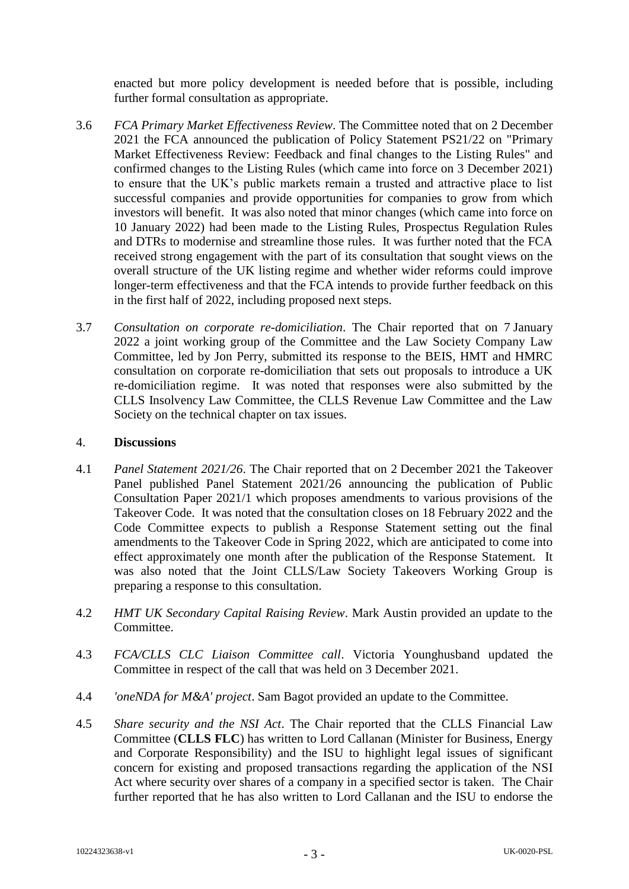enacted but more policy development is needed before that is possible, including further formal consultation as appropriate.

3.6 *FCA Primary Market Effectiveness Review*. The Committee noted that on 2 December 2021 the FCA announced the publication of Policy Statement PS21/22 on "Primary Market Effectiveness Review: Feedback and final changes to the Listing Rules" and confirmed changes to the Listing Rules (which came into force on 3 December 2021) to ensure that the UK's public markets remain a trusted and attractive place to list successful companies and provide opportunities for companies to grow from which investors will benefit. It was also noted that minor changes (which came into force on 10 January 2022) had been made to the Listing Rules, Prospectus Regulation Rules and DTRs to modernise and streamline those rules. It was further noted that the FCA received strong engagement with the part of its consultation that sought views on the overall structure of the UK listing regime and whether wider reforms could improve longer-term effectiveness and that the FCA intends to provide further feedback on this in the first half of 2022, including proposed next steps.

3.7 *Consultation on corporate re-domiciliation*. The Chair reported that on 7 January 2022 a joint working group of the Committee and the Law Society Company Law Committee, led by Jon Perry, submitted its response to the BEIS, HMT and HMRC consultation on corporate re-domiciliation that sets out proposals to introduce a UK re-domiciliation regime. It was noted that responses were also submitted by the CLLS Insolvency Law Committee, the CLLS Revenue Law Committee and the Law Society on the technical chapter on tax issues.

## 4. **Discussions**

4.1 *Panel Statement 2021/26*. The Chair reported that on 2 December 2021 the Takeover Panel published Panel Statement 2021/26 announcing the publication of Public Consultation Paper 2021/1 which proposes amendments to various provisions of the Takeover Code. It was noted that the consultation closes on 18 February 2022 and the Code Committee expects to publish a Response Statement setting out the final amendments to the Takeover Code in Spring 2022, which are anticipated to come into effect approximately one month after the publication of the Response Statement. It was also noted that the Joint CLLS/Law Society Takeovers Working Group is preparing a response to this consultation.

4.2 *HMT UK Secondary Capital Raising Review*. Mark Austin provided an update to the Committee.

4.3 *FCA/CLLS CLC Liaison Committee call*. Victoria Younghusband updated the Committee in respect of the call that was held on 3 December 2021.

4.4 *'oneNDA for M&A' project*. Sam Bagot provided an update to the Committee.

4.5 *Share security and the NSI Act*. The Chair reported that the CLLS Financial Law Committee (**CLLS FLC**) has written to Lord Callanan (Minister for Business, Energy and Corporate Responsibility) and the ISU to highlight legal issues of significant concern for existing and proposed transactions regarding the application of the NSI Act where security over shares of a company in a specified sector is taken. The Chair further reported that he has also written to Lord Callanan and the ISU to endorse the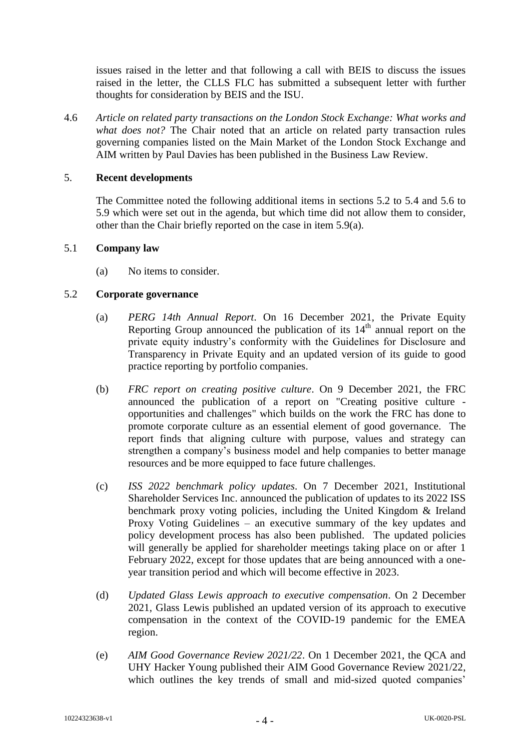issues raised in the letter and that following a call with BEIS to discuss the issues raised in the letter, the CLLS FLC has submitted a subsequent letter with further thoughts for consideration by BEIS and the ISU.

4.6 *Article on related party transactions on the London Stock Exchange: What works and what does not?* The Chair noted that an article on related party transaction rules governing companies listed on the Main Market of the London Stock Exchange and AIM written by Paul Davies has been published in the Business Law Review.

## 5. Recent developments

The Committee noted the following additional items in sections 5.2 to 5.4 and 5.6 to 5.9 which were set out in the agenda, but which time did not allow them to consider, other than the Chair briefly reported on the case in item 5.9(a).

### 5.1 Company law

(a) No items to consider.

### 5.2 Corporate governance

(a) *PERG 14th Annual Report*. On 16 December 2021, the Private Equity Reporting Group announced the publication of its 14th annual report on the private equity industry's conformity with the Guidelines for Disclosure and Transparency in Private Equity and an updated version of its guide to good practice reporting by portfolio companies.

(b) *FRC report on creating positive culture*. On 9 December 2021, the FRC announced the publication of a report on "Creating positive culture - opportunities and challenges" which builds on the work the FRC has done to promote corporate culture as an essential element of good governance. The report finds that aligning culture with purpose, values and strategy can strengthen a company's business model and help companies to better manage resources and be more equipped to face future challenges.

(c) *ISS 2022 benchmark policy updates*. On 7 December 2021, Institutional Shareholder Services Inc. announced the publication of updates to its 2022 ISS benchmark proxy voting policies, including the United Kingdom & Ireland Proxy Voting Guidelines – an executive summary of the key updates and policy development process has also been published. The updated policies will generally be applied for shareholder meetings taking place on or after 1 February 2022, except for those updates that are being announced with a one-year transition period and which will become effective in 2023.

(d) *Updated Glass Lewis approach to executive compensation*. On 2 December 2021, Glass Lewis published an updated version of its approach to executive compensation in the context of the COVID-19 pandemic for the EMEA region.

(e) *AIM Good Governance Review 2021/22*. On 1 December 2021, the QCA and UHY Hacker Young published their AIM Good Governance Review 2021/22, which outlines the key trends of small and mid-sized quoted companies'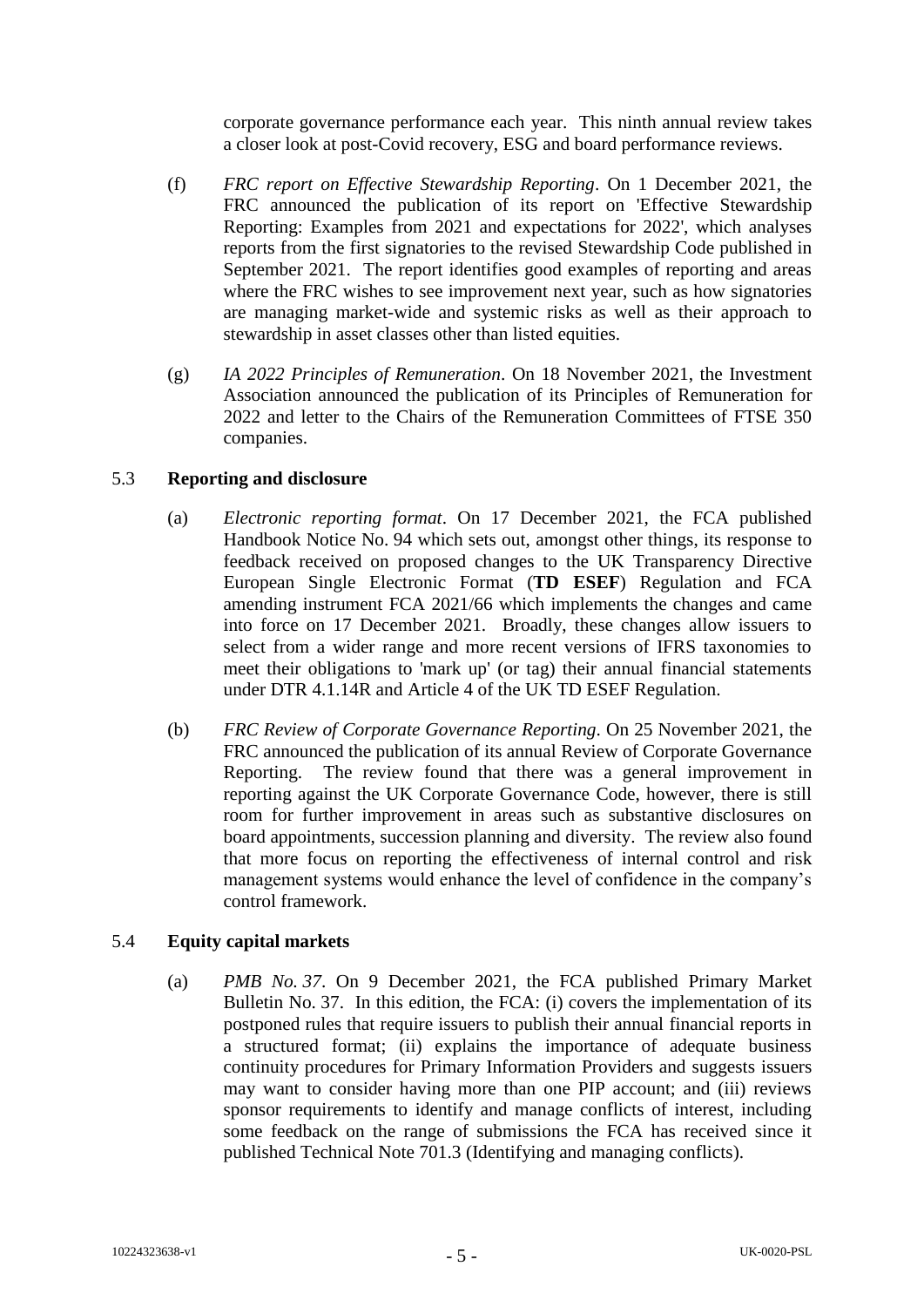corporate governance performance each year. This ninth annual review takes a closer look at post-Covid recovery, ESG and board performance reviews.

(f) *FRC report on Effective Stewardship Reporting*. On 1 December 2021, the FRC announced the publication of its report on 'Effective Stewardship Reporting: Examples from 2021 and expectations for 2022', which analyses reports from the first signatories to the revised Stewardship Code published in September 2021. The report identifies good examples of reporting and areas where the FRC wishes to see improvement next year, such as how signatories are managing market-wide and systemic risks as well as their approach to stewardship in asset classes other than listed equities.

(g) *IA 2022 Principles of Remuneration*. On 18 November 2021, the Investment Association announced the publication of its Principles of Remuneration for 2022 and letter to the Chairs of the Remuneration Committees of FTSE 350 companies.

### 5.3 Reporting and disclosure

(a) *Electronic reporting format*. On 17 December 2021, the FCA published Handbook Notice No. 94 which sets out, amongst other things, its response to feedback received on proposed changes to the UK Transparency Directive European Single Electronic Format (**TD ESEF**) Regulation and FCA amending instrument FCA 2021/66 which implements the changes and came into force on 17 December 2021. Broadly, these changes allow issuers to select from a wider range and more recent versions of IFRS taxonomies to meet their obligations to 'mark up' (or tag) their annual financial statements under DTR 4.1.14R and Article 4 of the UK TD ESEF Regulation.

(b) *FRC Review of Corporate Governance Reporting*. On 25 November 2021, the FRC announced the publication of its annual Review of Corporate Governance Reporting. The review found that there was a general improvement in reporting against the UK Corporate Governance Code, however, there is still room for further improvement in areas such as substantive disclosures on board appointments, succession planning and diversity. The review also found that more focus on reporting the effectiveness of internal control and risk management systems would enhance the level of confidence in the company's control framework.

### 5.4 Equity capital markets

(a) *PMB No. 37*. On 9 December 2021, the FCA published Primary Market Bulletin No. 37. In this edition, the FCA: (i) covers the implementation of its postponed rules that require issuers to publish their annual financial reports in a structured format; (ii) explains the importance of adequate business continuity procedures for Primary Information Providers and suggests issuers may want to consider having more than one PIP account; and (iii) reviews sponsor requirements to identify and manage conflicts of interest, including some feedback on the range of submissions the FCA has received since it published Technical Note 701.3 (Identifying and managing conflicts).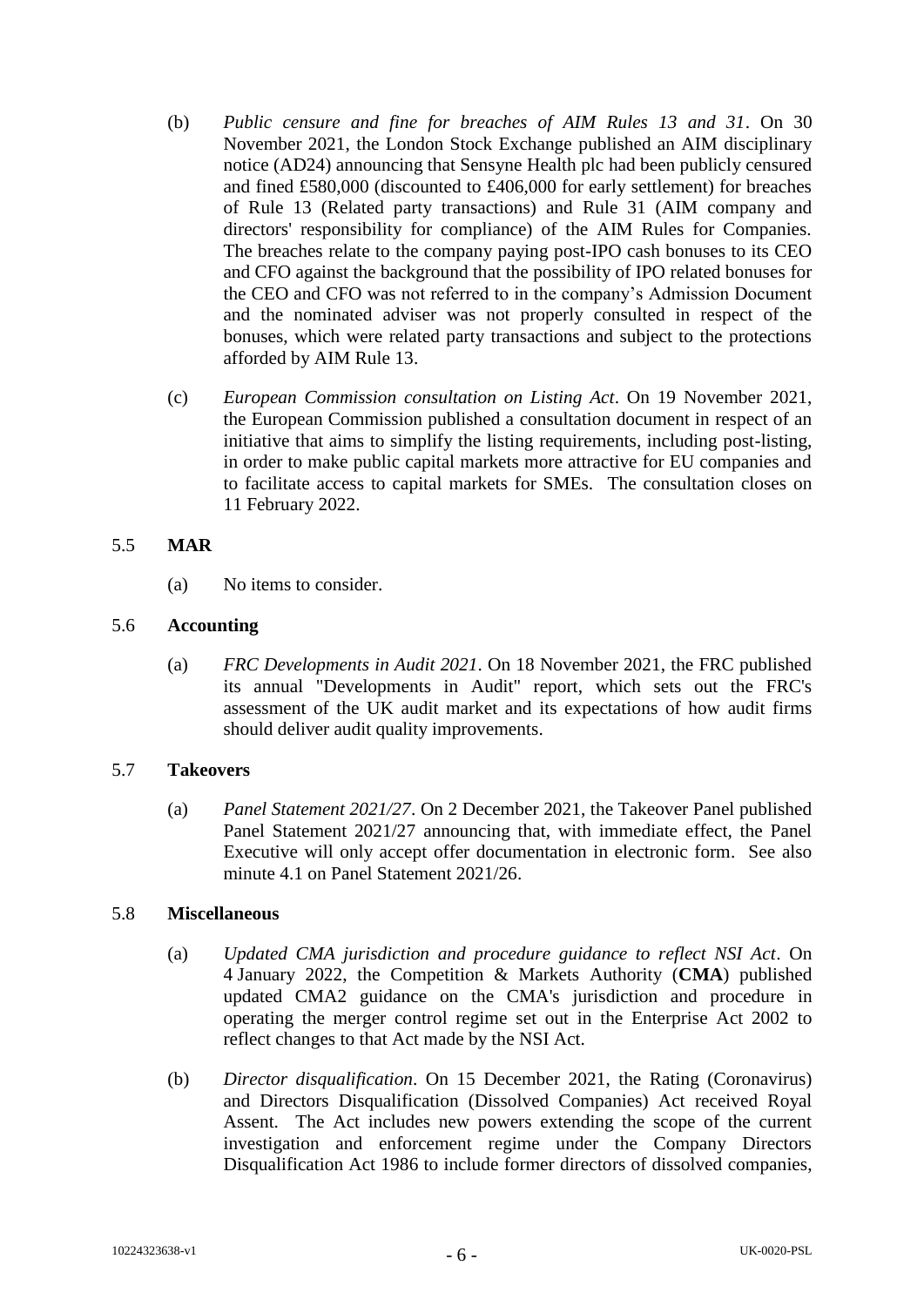(b) *Public censure and fine for breaches of AIM Rules 13 and 31*. On 30 November 2021, the London Stock Exchange published an AIM disciplinary notice (AD24) announcing that Sensyne Health plc had been publicly censured and fined £580,000 (discounted to £406,000 for early settlement) for breaches of Rule 13 (Related party transactions) and Rule 31 (AIM company and directors' responsibility for compliance) of the AIM Rules for Companies. The breaches relate to the company paying post-IPO cash bonuses to its CEO and CFO against the background that the possibility of IPO related bonuses for the CEO and CFO was not referred to in the company's Admission Document and the nominated adviser was not properly consulted in respect of the bonuses, which were related party transactions and subject to the protections afforded by AIM Rule 13.

(c) *European Commission consultation on Listing Act*. On 19 November 2021, the European Commission published a consultation document in respect of an initiative that aims to simplify the listing requirements, including post-listing, in order to make public capital markets more attractive for EU companies and to facilitate access to capital markets for SMEs. The consultation closes on 11 February 2022.

5.5 **MAR**

(a) No items to consider.

5.6 **Accounting**

(a) *FRC Developments in Audit 2021*. On 18 November 2021, the FRC published its annual "Developments in Audit" report, which sets out the FRC's assessment of the UK audit market and its expectations of how audit firms should deliver audit quality improvements.

5.7 **Takeovers**

(a) *Panel Statement 2021/27*. On 2 December 2021, the Takeover Panel published Panel Statement 2021/27 announcing that, with immediate effect, the Panel Executive will only accept offer documentation in electronic form. See also minute 4.1 on Panel Statement 2021/26.

5.8 **Miscellaneous**

(a) *Updated CMA jurisdiction and procedure guidance to reflect NSI Act*. On 4 January 2022, the Competition & Markets Authority (**CMA**) published updated CMA2 guidance on the CMA's jurisdiction and procedure in operating the merger control regime set out in the Enterprise Act 2002 to reflect changes to that Act made by the NSI Act.

(b) *Director disqualification*. On 15 December 2021, the Rating (Coronavirus) and Directors Disqualification (Dissolved Companies) Act received Royal Assent. The Act includes new powers extending the scope of the current investigation and enforcement regime under the Company Directors Disqualification Act 1986 to include former directors of dissolved companies,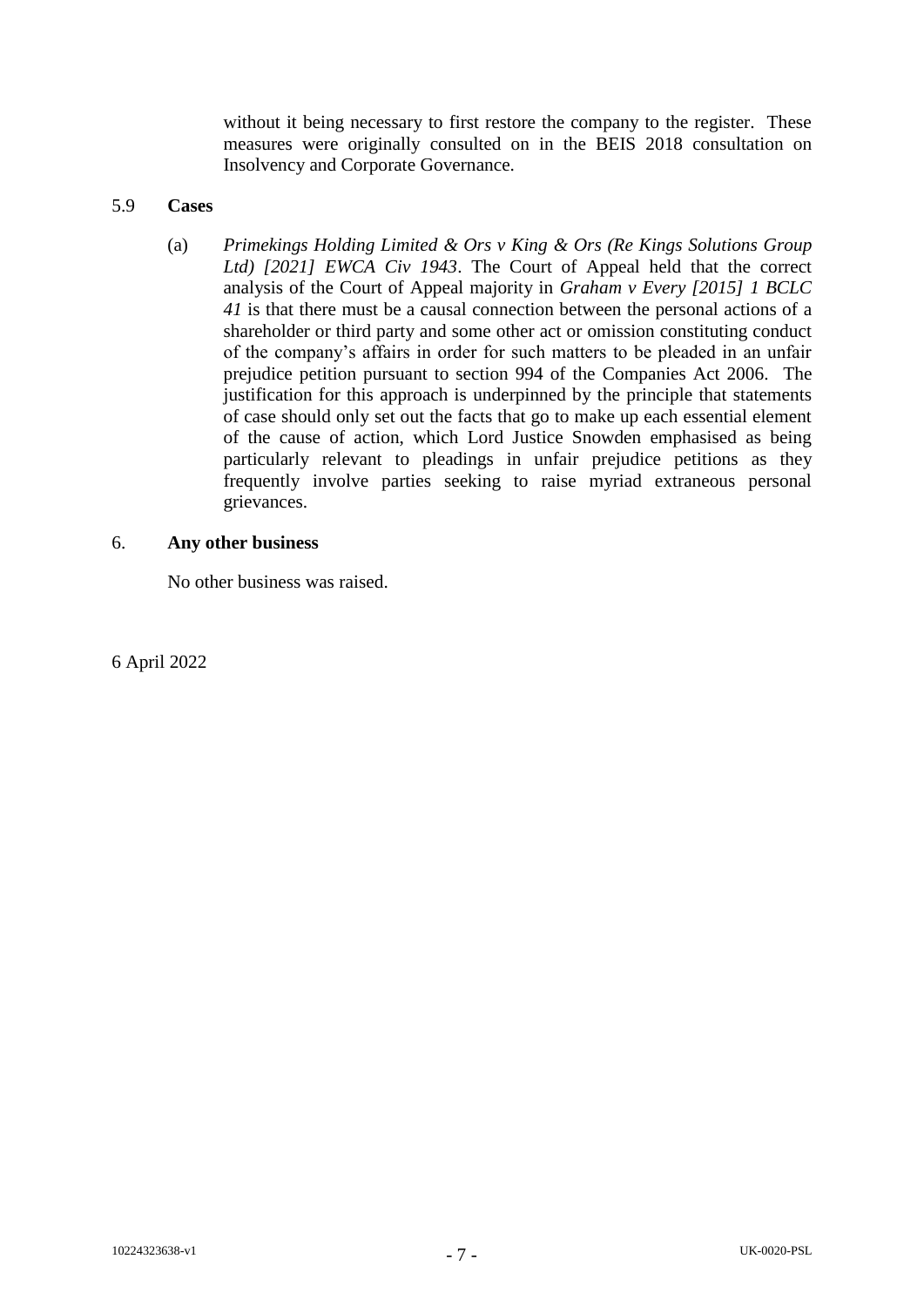without it being necessary to first restore the company to the register. These measures were originally consulted on in the BEIS 2018 consultation on Insolvency and Corporate Governance.

5.9 **Cases**

(a) *Primekings Holding Limited & Ors v King & Ors (Re Kings Solutions Group Ltd) [2021] EWCA Civ 1943*. The Court of Appeal held that the correct analysis of the Court of Appeal majority in *Graham v Every [2015] 1 BCLC 41* is that there must be a causal connection between the personal actions of a shareholder or third party and some other act or omission constituting conduct of the company's affairs in order for such matters to be pleaded in an unfair prejudice petition pursuant to section 994 of the Companies Act 2006. The justification for this approach is underpinned by the principle that statements of case should only set out the facts that go to make up each essential element of the cause of action, which Lord Justice Snowden emphasised as being particularly relevant to pleadings in unfair prejudice petitions as they frequently involve parties seeking to raise myriad extraneous personal grievances.

6. **Any other business**

No other business was raised.

6 April 2022

10224323638-v1 UK-0020-PSL